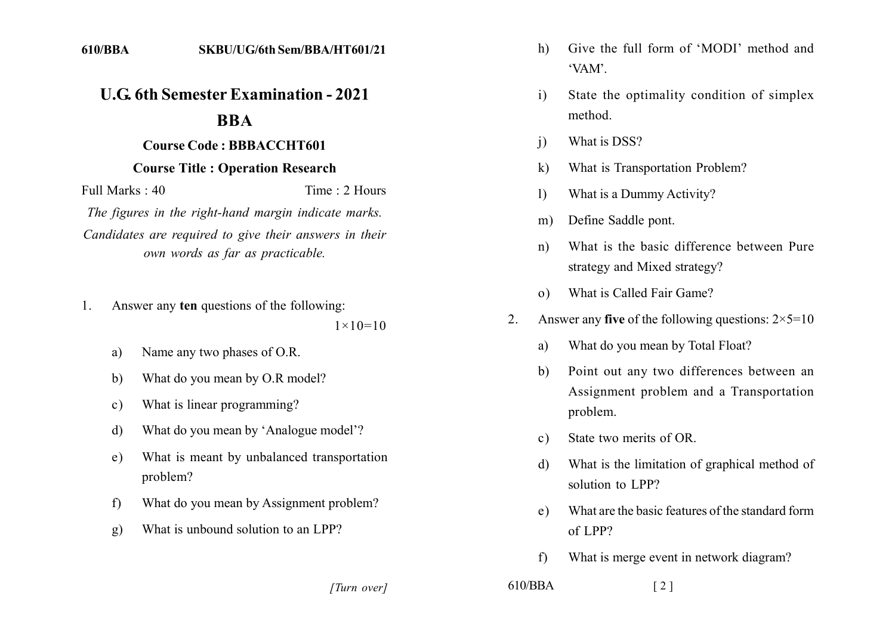610/BBA SKBU/UG/6th Sem/BBA/HT601/21

# U.G. 6th Semester Examination - 2021

## BBA

### Course Code : BBBACCHT601

### Course Title : Operation Research

Full Marks : 40 Time : 2 Hours

*The figures in the right-hand margin indicate marks.*

*Candidates are required to give their answers in their own words as far as practicable.*

1. Answer any **ten** questions of the following: $1\times10=10$

   a) Name any two phases of O.R.

   b) What do you mean by O.R model?

   c) What is linear programming?

   d) What do you mean by 'Analogue model'?

   e) What is meant by unbalanced transportation problem?

   f) What do you mean by Assignment problem?

   g) What is unbound solution to an LPP?

   h) Give the full form of 'MODI' method and 'VAM'.

   i) State the optimality condition of simplex method.

   j) What is DSS?

   k) What is Transportation Problem?

   l) What is a Dummy Activity?

   m) Define Saddle pont.

   n) What is the basic difference between Pure strategy and Mixed strategy?

   o) What is Called Fair Game?

2. Answer any **five** of the following questions: $2\times5=10$

   a) What do you mean by Total Float?

   b) Point out any two differences between an Assignment problem and a Transportation problem.

   c) State two merits of OR.

   d) What is the limitation of graphical method of solution to LPP?

   e) What are the basic features of the standard form of LPP?

   f) What is merge event in network diagram?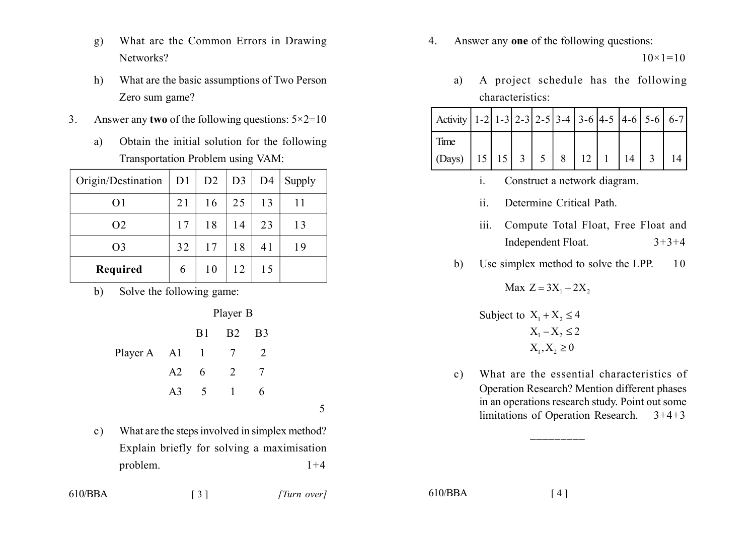g) What are the Common Errors in Drawing Networks?

h) What are the basic assumptions of Two Person Zero sum game?

3. Answer any **two** of the following questions: 5×2=10

a) Obtain the initial solution for the following Transportation Problem using VAM:

| Origin/Destination | D1 | D2 | D3 | D4 | Supply |
|---|---|---|---|---|---|
| O1 | 21 | 16 | 25 | 13 | 11 |
| O2 | 17 | 18 | 14 | 23 | 13 |
| O3 | 32 | 17 | 18 | 41 | 19 |
| **Required** | 6 | 10 | 12 | 15 | |

b) Solve the following game:

Player B

| | | B1 | B2 | B3 |
|---|---|---|---|---|
| Player A | A1 | 1 | 7 | 2 |
| | A2 | 6 | 2 | 7 |
| | A3 | 5 | 1 | 6 |

5

c) What are the steps involved in simplex method? Explain briefly for solving a maximisation problem. 1+4

4. Answer any **one** of the following questions: 10×1=10

a) A project schedule has the following characteristics:

| Activity | 1-2 | 1-3 | 2-3 | 2-5 | 3-4 | 3-6 | 4-5 | 4-6 | 5-6 | 6-7 |
|---|---|---|---|---|---|---|---|---|---|---|
| Time (Days) | 15 | 15 | 3 | 5 | 8 | 12 | 1 | 14 | 3 | 14 |

i. Construct a network diagram.

ii. Determine Critical Path.

iii. Compute Total Float, Free Float and Independent Float. 3+3+4

b) Use simplex method to solve the LPP. 10

$$\text{Max } Z = 3X_1 + 2X_2$$

Subject to

$$X_1 + X_2 \leq 4$$
$$X_1 - X_2 \leq 2$$
$$X_1, X_2 \geq 0$$

c) What are the essential characteristics of Operation Research? Mention different phases in an operations research study. Point out some limitations of Operation Research. 3+4+3

\_\_\_\_\_\_\_\_\_